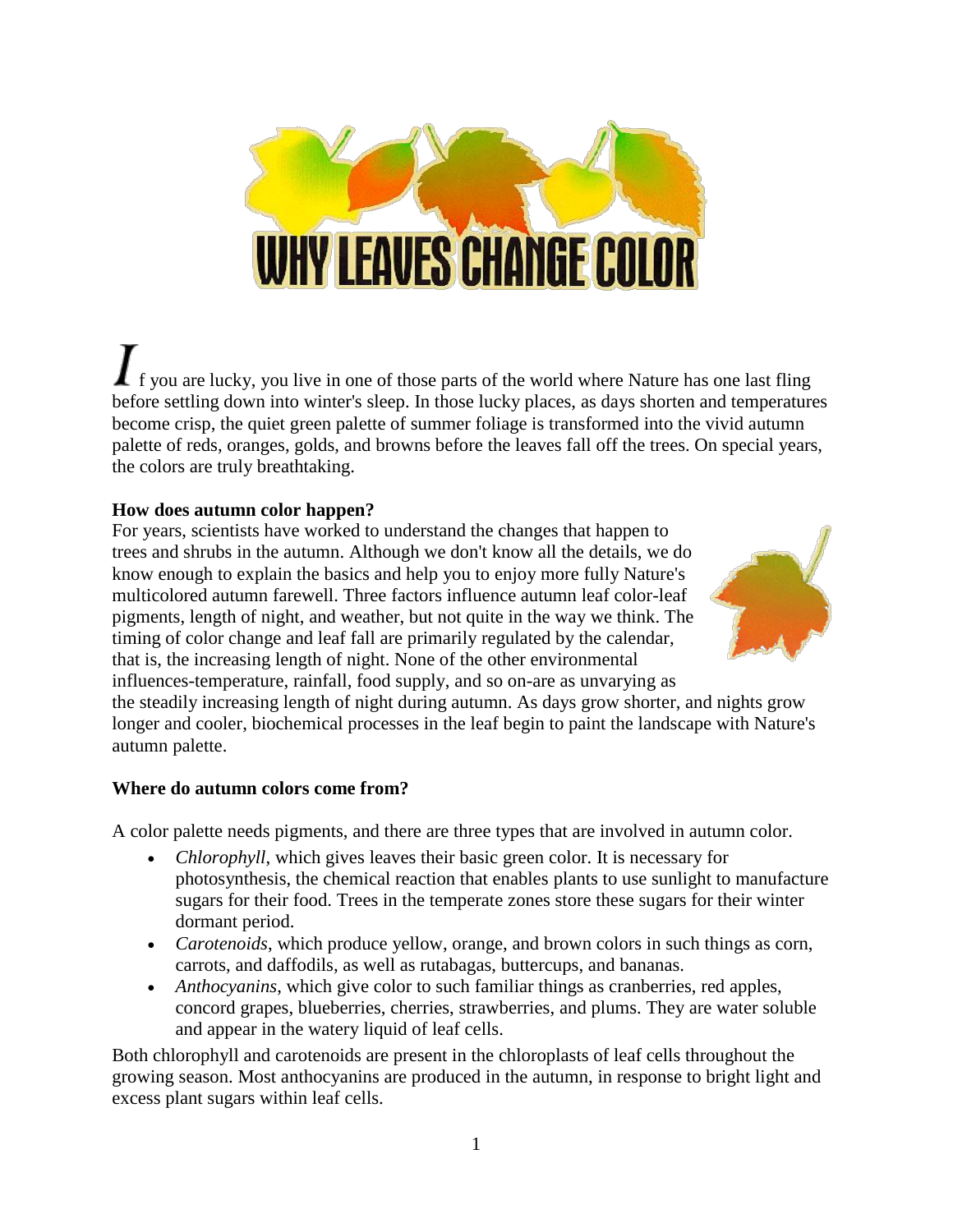# WHY LEAVES CHANGE COLOR

If you are lucky, you live in one of those parts of the world where Nature has one last fling before settling down into winter's sleep. In those lucky places, as days shorten and temperatures become crisp, the quiet green palette of summer foliage is transformed into the vivid autumn palette of reds, oranges, golds, and browns before the leaves fall off the trees. On special years, the colors are truly breathtaking.

**How does autumn color happen?**

For years, scientists have worked to understand the changes that happen to trees and shrubs in the autumn. Although we don't know all the details, we do know enough to explain the basics and help you to enjoy more fully Nature's multicolored autumn farewell. Three factors influence autumn leaf color-leaf pigments, length of night, and weather, but not quite in the way we think. The timing of color change and leaf fall are primarily regulated by the calendar, that is, the increasing length of night. None of the other environmental influences-temperature, rainfall, food supply, and so on-are as unvarying as the steadily increasing length of night during autumn. As days grow shorter, and nights grow longer and cooler, biochemical processes in the leaf begin to paint the landscape with Nature's autumn palette.

**Where do autumn colors come from?**

A color palette needs pigments, and there are three types that are involved in autumn color.

- *Chlorophyll*, which gives leaves their basic green color. It is necessary for photosynthesis, the chemical reaction that enables plants to use sunlight to manufacture sugars for their food. Trees in the temperate zones store these sugars for their winter dormant period.
- *Carotenoids*, which produce yellow, orange, and brown colors in such things as corn, carrots, and daffodils, as well as rutabagas, buttercups, and bananas.
- *Anthocyanins*, which give color to such familiar things as cranberries, red apples, concord grapes, blueberries, cherries, strawberries, and plums. They are water soluble and appear in the watery liquid of leaf cells.

Both chlorophyll and carotenoids are present in the chloroplasts of leaf cells throughout the growing season. Most anthocyanins are produced in the autumn, in response to bright light and excess plant sugars within leaf cells.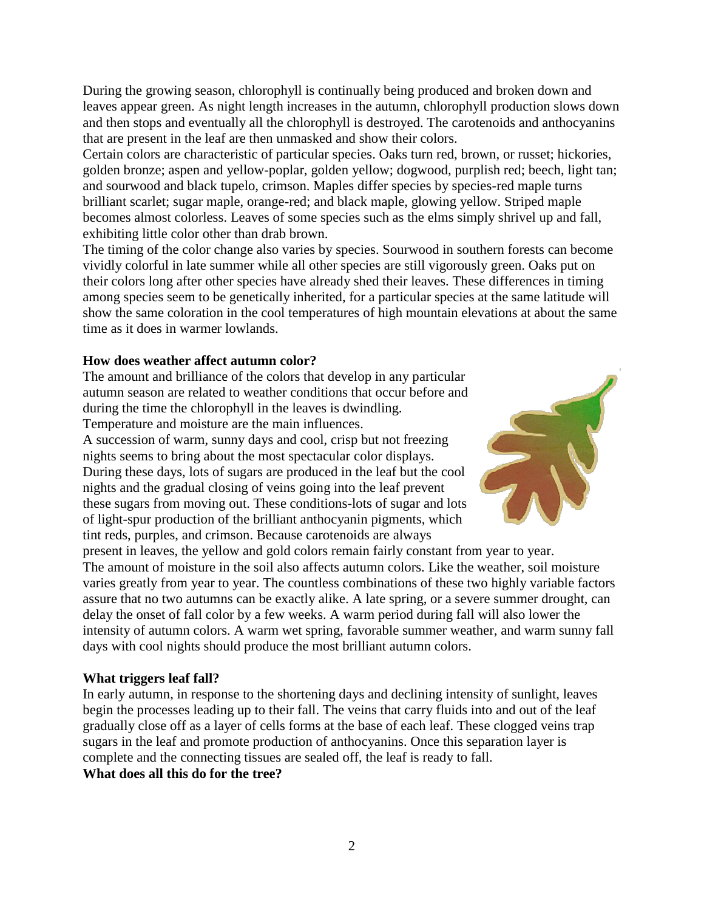During the growing season, chlorophyll is continually being produced and broken down and leaves appear green. As night length increases in the autumn, chlorophyll production slows down and then stops and eventually all the chlorophyll is destroyed. The carotenoids and anthocyanins that are present in the leaf are then unmasked and show their colors.

Certain colors are characteristic of particular species. Oaks turn red, brown, or russet; hickories, golden bronze; aspen and yellow-poplar, golden yellow; dogwood, purplish red; beech, light tan; and sourwood and black tupelo, crimson. Maples differ species by species-red maple turns brilliant scarlet; sugar maple, orange-red; and black maple, glowing yellow. Striped maple becomes almost colorless. Leaves of some species such as the elms simply shrivel up and fall, exhibiting little color other than drab brown.

The timing of the color change also varies by species. Sourwood in southern forests can become vividly colorful in late summer while all other species are still vigorously green. Oaks put on their colors long after other species have already shed their leaves. These differences in timing among species seem to be genetically inherited, for a particular species at the same latitude will show the same coloration in the cool temperatures of high mountain elevations at about the same time as it does in warmer lowlands.

**How does weather affect autumn color?**

The amount and brilliance of the colors that develop in any particular autumn season are related to weather conditions that occur before and during the time the chlorophyll in the leaves is dwindling.

Temperature and moisture are the main influences.

A succession of warm, sunny days and cool, crisp but not freezing nights seems to bring about the most spectacular color displays. During these days, lots of sugars are produced in the leaf but the cool nights and the gradual closing of veins going into the leaf prevent these sugars from moving out. These conditions-lots of sugar and lots of light-spur production of the brilliant anthocyanin pigments, which tint reds, purples, and crimson. Because carotenoids are always present in leaves, the yellow and gold colors remain fairly constant from year to year.

The amount of moisture in the soil also affects autumn colors. Like the weather, soil moisture varies greatly from year to year. The countless combinations of these two highly variable factors assure that no two autumns can be exactly alike. A late spring, or a severe summer drought, can delay the onset of fall color by a few weeks. A warm period during fall will also lower the intensity of autumn colors. A warm wet spring, favorable summer weather, and warm sunny fall days with cool nights should produce the most brilliant autumn colors.

**What triggers leaf fall?**

In early autumn, in response to the shortening days and declining intensity of sunlight, leaves begin the processes leading up to their fall. The veins that carry fluids into and out of the leaf gradually close off as a layer of cells forms at the base of each leaf. These clogged veins trap sugars in the leaf and promote production of anthocyanins. Once this separation layer is complete and the connecting tissues are sealed off, the leaf is ready to fall.

**What does all this do for the tree?**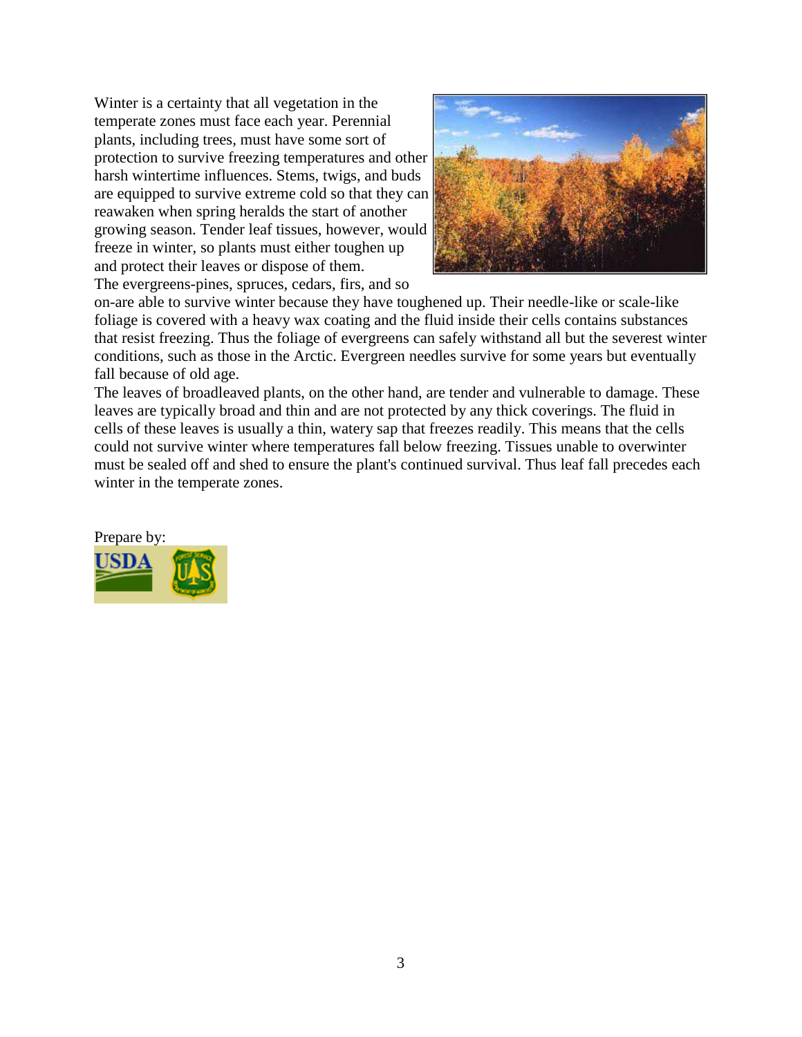Winter is a certainty that all vegetation in the temperate zones must face each year. Perennial plants, including trees, must have some sort of protection to survive freezing temperatures and other harsh wintertime influences. Stems, twigs, and buds are equipped to survive extreme cold so that they can reawaken when spring heralds the start of another growing season. Tender leaf tissues, however, would freeze in winter, so plants must either toughen up and protect their leaves or dispose of them.

The evergreens-pines, spruces, cedars, firs, and so on-are able to survive winter because they have toughened up. Their needle-like or scale-like foliage is covered with a heavy wax coating and the fluid inside their cells contains substances that resist freezing. Thus the foliage of evergreens can safely withstand all but the severest winter conditions, such as those in the Arctic. Evergreen needles survive for some years but eventually fall because of old age.

The leaves of broadleaved plants, on the other hand, are tender and vulnerable to damage. These leaves are typically broad and thin and are not protected by any thick coverings. The fluid in cells of these leaves is usually a thin, watery sap that freezes readily. This means that the cells could not survive winter where temperatures fall below freezing. Tissues unable to overwinter must be sealed off and shed to ensure the plant's continued survival. Thus leaf fall precedes each winter in the temperate zones.

Prepare by: